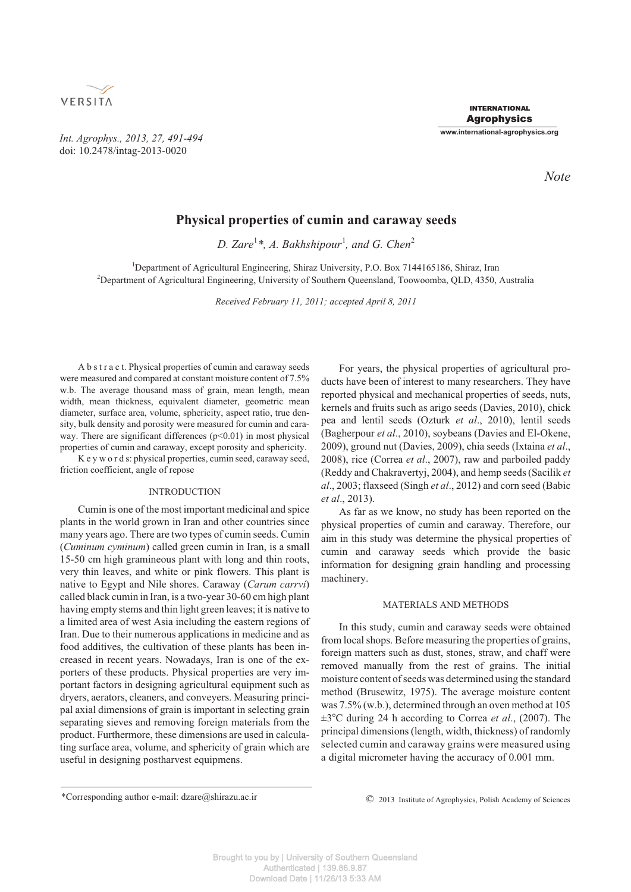*Note*

# Physical properties of cumin and caraway seeds

*D. Zare*[1]*, *A. Bakhshipour*[1], *and G. Chen*[2]

[1]Department of Agricultural Engineering, Shiraz University, P.O. Box 7144165186, Shiraz, Iran
[2]Department of Agricultural Engineering, University of Southern Queensland, Toowoomba, QLD, 4350, Australia

*Received February 11, 2011; accepted April 8, 2011*

A b s t r a c t. Physical properties of cumin and caraway seeds were measured and compared at constant moisture content of 7.5% w.b. The average thousand mass of grain, mean length, mean width, mean thickness, equivalent diameter, geometric mean diameter, surface area, volume, sphericity, aspect ratio, true density, bulk density and porosity were measured for cumin and caraway. There are significant differences ($p<0.01$) in most physical properties of cumin and caraway, except porosity and sphericity.

K e y w o r d s: physical properties, cumin seed, caraway seed, friction coefficient, angle of repose

## INTRODUCTION

Cumin is one of the most important medicinal and spice plants in the world grown in Iran and other countries since many years ago. There are two types of cumin seeds. Cumin (*Cuminum cyminum*) called green cumin in Iran, is a small 15-50 cm high gramineous plant with long and thin roots, very thin leaves, and white or pink flowers. This plant is native to Egypt and Nile shores. Caraway (*Carum carrvi*) called black cumin in Iran, is a two-year 30-60 cm high plant having empty stems and thin light green leaves; it is native to a limited area of west Asia including the eastern regions of Iran. Due to their numerous applications in medicine and as food additives, the cultivation of these plants has been increased in recent years. Nowadays, Iran is one of the exporters of these products. Physical properties are very important factors in designing agricultural equipment such as dryers, aerators, cleaners, and conveyers. Measuring principal axial dimensions of grain is important in selecting grain separating sieves and removing foreign materials from the product. Furthermore, these dimensions are used in calculating surface area, volume, and sphericity of grain which are useful in designing postharvest equipmens.

For years, the physical properties of agricultural products have been of interest to many researchers. They have reported physical and mechanical properties of seeds, nuts, kernels and fruits such as arigo seeds (Davies, 2010), chick pea and lentil seeds (Ozturk *et al*., 2010), lentil seeds (Bagherpour *et al*., 2010), soybeans (Davies and El-Okene, 2009), ground nut (Davies, 2009), chia seeds (Ixtaina *et al*., 2008), rice (Correa *et al*., 2007), raw and parboiled paddy (Reddy and Chakravertyj, 2004), and hemp seeds (Sacilik *et al*., 2003; flaxseed (Singh *et al*., 2012) and corn seed (Babic *et al*., 2013).

As far as we know, no study has been reported on the physical properties of cumin and caraway. Therefore, our aim in this study was determine the physical properties of cumin and caraway seeds which provide the basic information for designing grain handling and processing machinery.

## MATERIALS AND METHODS

In this study, cumin and caraway seeds were obtained from local shops. Before measuring the properties of grains, foreign matters such as dust, stones, straw, and chaff were removed manually from the rest of grains. The initial moisture content of seeds was determined using the standard method (Brusewitz, 1975). The average moisture content was 7.5% (w.b.), determined through an oven method at 105 ±3°C during 24 h according to Correa *et al*., (2007). The principal dimensions (length, width, thickness) of randomly selected cumin and caraway grains were measured using a digital micrometer having the accuracy of 0.001 mm.

*Corresponding author e-mail: dzare@shirazu.ac.ir

© 2013 Institute of Agrophysics, Polish Academy of Sciences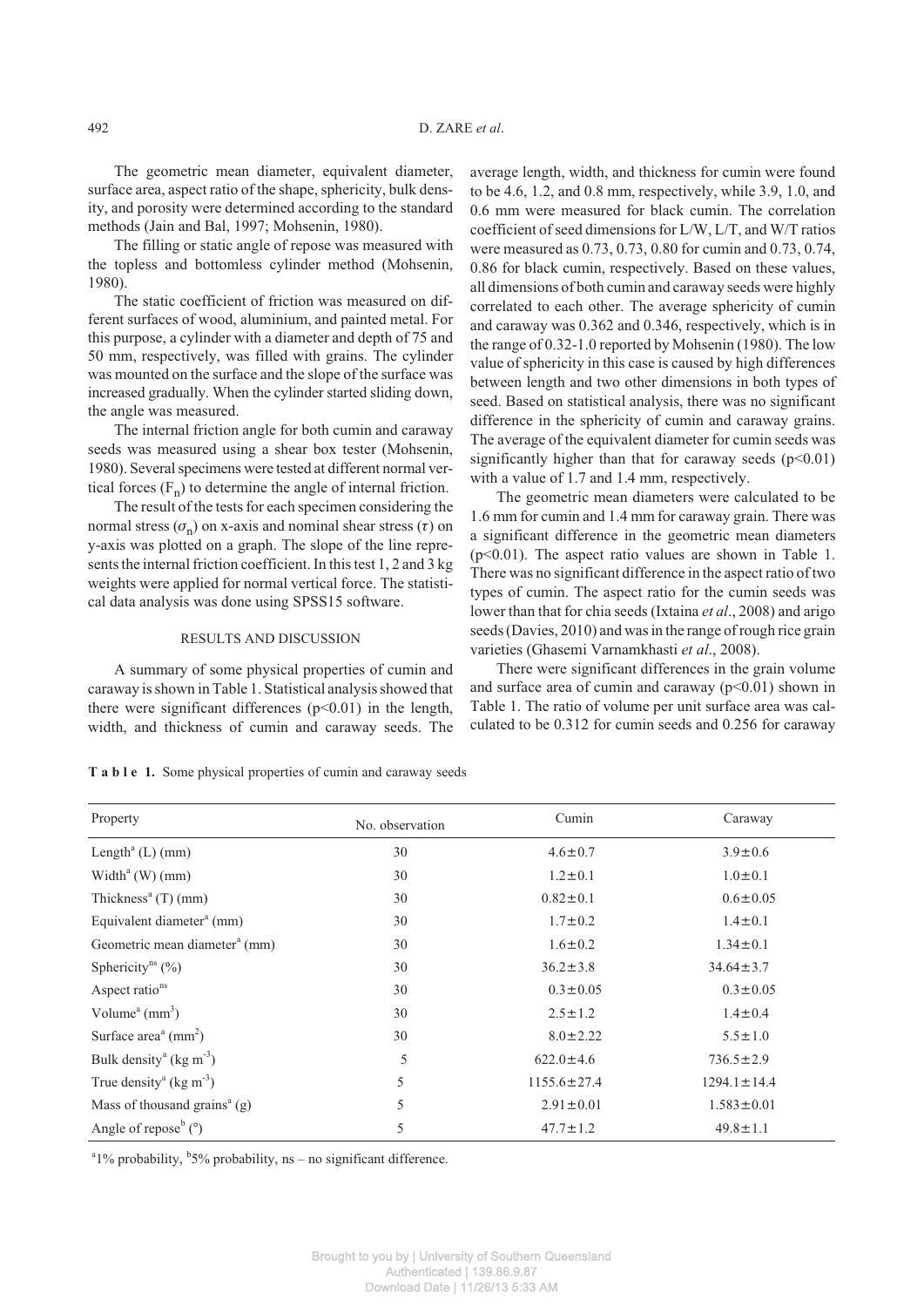The geometric mean diameter, equivalent diameter, surface area, aspect ratio of the shape, sphericity, bulk density, and porosity were determined according to the standard methods (Jain and Bal, 1997; Mohsenin, 1980).

The filling or static angle of repose was measured with the topless and bottomless cylinder method (Mohsenin, 1980).

The static coefficient of friction was measured on different surfaces of wood, aluminium, and painted metal. For this purpose, a cylinder with a diameter and depth of 75 and 50 mm, respectively, was filled with grains. The cylinder was mounted on the surface and the slope of the surface was increased gradually. When the cylinder started sliding down, the angle was measured.

The internal friction angle for both cumin and caraway seeds was measured using a shear box tester (Mohsenin, 1980). Several specimens were tested at different normal vertical forces ($F_n$) to determine the angle of internal friction.

The result of the tests for each specimen considering the normal stress ($\sigma_n$) on x-axis and nominal shear stress ($\tau$) on y-axis was plotted on a graph. The slope of the line represents the internal friction coefficient. In this test 1, 2 and 3 kg weights were applied for normal vertical force. The statistical data analysis was done using SPSS15 software.

## RESULTS AND DISCUSSION

A summary of some physical properties of cumin and caraway is shown in Table 1. Statistical analysis showed that there were significant differences ($p<0.01$) in the length, width, and thickness of cumin and caraway seeds. The average length, width, and thickness for cumin were found to be 4.6, 1.2, and 0.8 mm, respectively, while 3.9, 1.0, and 0.6 mm were measured for black cumin. The correlation coefficient of seed dimensions for L/W, L/T, and W/T ratios were measured as 0.73, 0.73, 0.80 for cumin and 0.73, 0.74, 0.86 for black cumin, respectively. Based on these values, all dimensions of both cumin and caraway seeds were highly correlated to each other. The average sphericity of cumin and caraway was 0.362 and 0.346, respectively, which is in the range of 0.32-1.0 reported by Mohsenin (1980). The low value of sphericity in this case is caused by high differences between length and two other dimensions in both types of seed. Based on statistical analysis, there was no significant difference in the sphericity of cumin and caraway grains. The average of the equivalent diameter for cumin seeds was significantly higher than that for caraway seeds ($p<0.01$) with a value of 1.7 and 1.4 mm, respectively.

The geometric mean diameters were calculated to be 1.6 mm for cumin and 1.4 mm for caraway grain. There was a significant difference in the geometric mean diameters ($p<0.01$). The aspect ratio values are shown in Table 1. There was no significant difference in the aspect ratio of two types of cumin. The aspect ratio for the cumin seeds was lower than that for chia seeds (Ixtaina *et al*., 2008) and arigo seeds (Davies, 2010) and was in the range of rough rice grain varieties (Ghasemi Varnamkhasti *et al*., 2008).

There were significant differences in the grain volume and surface area of cumin and caraway ($p<0.01$) shown in Table 1. The ratio of volume per unit surface area was calculated to be 0.312 for cumin seeds and 0.256 for caraway

**Table 1.** Some physical properties of cumin and caraway seeds

| Property | No. observation | Cumin | Caraway |
|---|---|---|---|
| Length[a] (L) (mm) | 30 | 4.6±0.7 | 3.9±0.6 |
| Width[a] (W) (mm) | 30 | 1.2±0.1 | 1.0±0.1 |
| Thickness[a] (T) (mm) | 30 | 0.82±0.1 | 0.6±0.05 |
| Equivalent diameter[a] (mm) | 30 | 1.7±0.2 | 1.4±0.1 |
| Geometric mean diameter[a] (mm) | 30 | 1.6±0.2 | 1.34±0.1 |
| Sphericity[ns] (%) | 30 | 36.2±3.8 | 34.64±3.7 |
| Aspect ratio[ns] | 30 | 0.3±0.05 | 0.3±0.05 |
| Volume[a] ($mm^3$) | 30 | 2.5±1.2 | 1.4±0.4 |
| Surface area[a] ($mm^2$) | 30 | 8.0±2.22 | 5.5±1.0 |
| Bulk density[a] ($kg\ m^{-3}$) | 5 | 622.0±4.6 | 736.5±2.9 |
| True density[a] ($kg\ m^{-3}$) | 5 | 1155.6±27.4 | 1294.1±14.4 |
| Mass of thousand grains[a] (g) | 5 | 2.91±0.01 | 1.583±0.01 |
| Angle of repose[b] (°) | 5 | 47.7±1.2 | 49.8±1.1 |

[a]1% probability, [b]5% probability, ns – no significant difference.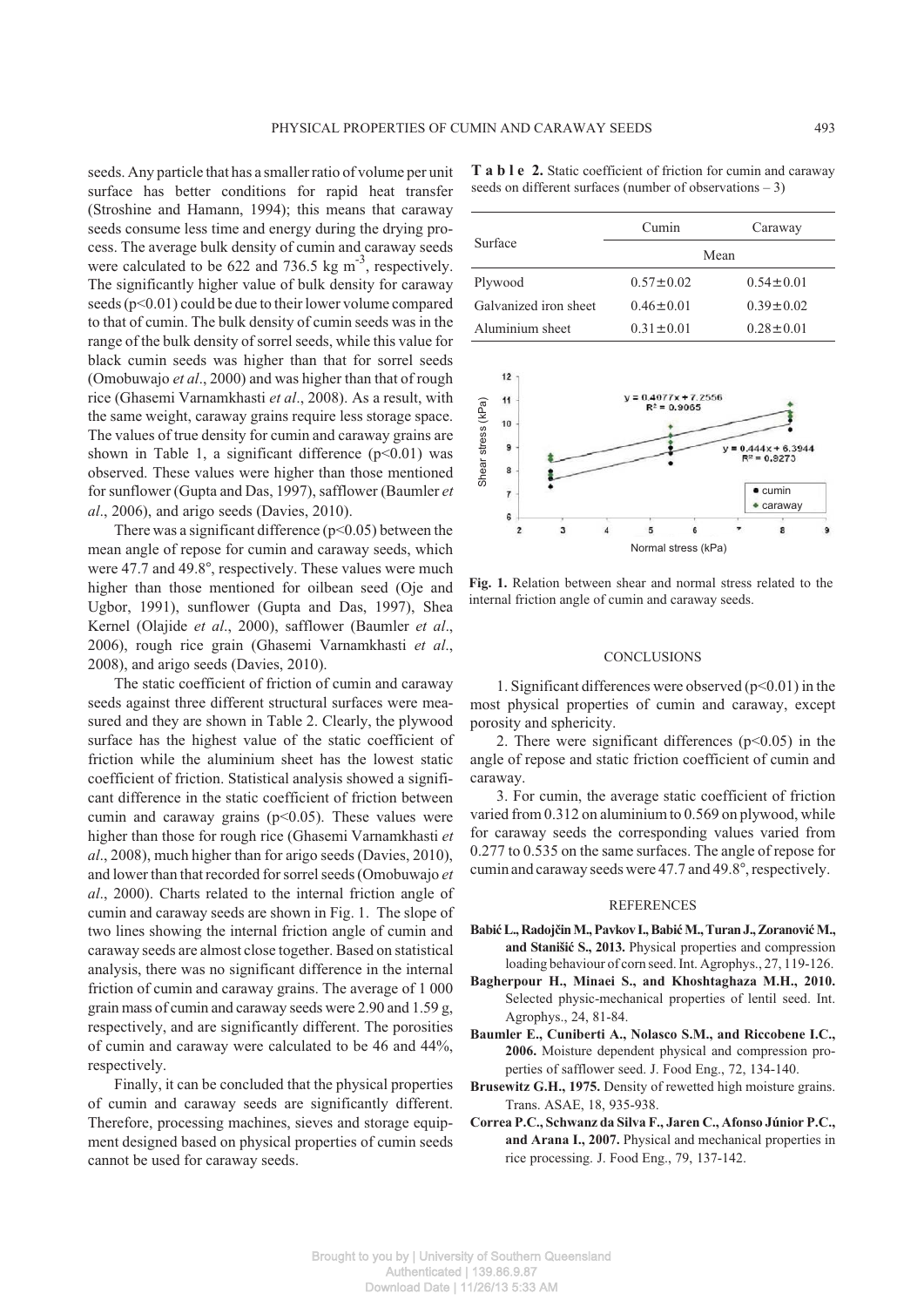seeds. Any particle that has a smaller ratio of volume per unit surface has better conditions for rapid heat transfer (Stroshine and Hamann, 1994); this means that caraway seeds consume less time and energy during the drying process. The average bulk density of cumin and caraway seeds were calculated to be 622 and 736.5 kg $m^{-3}$, respectively. The significantly higher value of bulk density for caraway seeds ($p<0.01$) could be due to their lower volume compared to that of cumin. The bulk density of cumin seeds was in the range of the bulk density of sorrel seeds, while this value for black cumin seeds was higher than that for sorrel seeds (Omobuwajo *et al*., 2000) and was higher than that of rough rice (Ghasemi Varnamkhasti *et al*., 2008). As a result, with the same weight, caraway grains require less storage space. The values of true density for cumin and caraway grains are shown in Table 1, a significant difference ($p<0.01$) was observed. These values were higher than those mentioned for sunflower (Gupta and Das, 1997), safflower (Baumler *et al*., 2006), and arigo seeds (Davies, 2010).

There was a significant difference ($p<0.05$) between the mean angle of repose for cumin and caraway seeds, which were 47.7 and 49.8°, respectively. These values were much higher than those mentioned for oilbean seed (Oje and Ugbor, 1991), sunflower (Gupta and Das, 1997), Shea Kernel (Olajide *et al*., 2000), safflower (Baumler *et al*., 2006), rough rice grain (Ghasemi Varnamkhasti *et al*., 2008), and arigo seeds (Davies, 2010).

The static coefficient of friction of cumin and caraway seeds against three different structural surfaces were measured and they are shown in Table 2. Clearly, the plywood surface has the highest value of the static coefficient of friction while the aluminium sheet has the lowest static coefficient of friction. Statistical analysis showed a significant difference in the static coefficient of friction between cumin and caraway grains ($p<0.05$). These values were higher than those for rough rice (Ghasemi Varnamkhasti *et al*., 2008), much higher than for arigo seeds (Davies, 2010), and lower than that recorded for sorrel seeds (Omobuwajo *et al*., 2000). Charts related to the internal friction angle of cumin and caraway seeds are shown in Fig. 1. The slope of two lines showing the internal friction angle of cumin and caraway seeds are almost close together. Based on statistical analysis, there was no significant difference in the internal friction of cumin and caraway grains. The average of 1 000 grain mass of cumin and caraway seeds were 2.90 and 1.59 g, respectively, and are significantly different. The porosities of cumin and caraway were calculated to be 46 and 44%, respectively.

Finally, it can be concluded that the physical properties of cumin and caraway seeds are significantly different. Therefore, processing machines, sieves and storage equipment designed based on physical properties of cumin seeds cannot be used for caraway seeds.

**Table 2.** Static coefficient of friction for cumin and caraway seeds on different surfaces (number of observations – 3)

| Surface | Cumin | Caraway |
|---|---|---|
| | Mean | |
| Plywood | 0.57±0.02 | 0.54±0.01 |
| Galvanized iron sheet | 0.46±0.01 | 0.39±0.02 |
| Aluminium sheet | 0.31±0.01 | 0.28±0.01 |

**Fig. 1.** Relation between shear and normal stress related to the internal friction angle of cumin and caraway seeds.

## CONCLUSIONS

1. Significant differences were observed ($p<0.01$) in the most physical properties of cumin and caraway, except porosity and sphericity.

2. There were significant differences ($p<0.05$) in the angle of repose and static friction coefficient of cumin and caraway.

3. For cumin, the average static coefficient of friction varied from 0.312 on aluminium to 0.569 on plywood, while for caraway seeds the corresponding values varied from 0.277 to 0.535 on the same surfaces. The angle of repose for cumin and caraway seeds were 47.7 and 49.8°, respectively.

## REFERENCES

**Babić L., Radojčin M., Pavkov I., Babić M., Turan J., Zoranović M., and Stanišić S., 2013.** Physical properties and compression loading behaviour of corn seed. Int. Agrophys., 27, 119-126.

**Bagherpour H., Minaei S., and Khoshtaghaza M.H., 2010.** Selected physic-mechanical properties of lentil seed. Int. Agrophys., 24, 81-84.

**Baumler E., Cuniberti A., Nolasco S.M., and Riccobene I.C., 2006.** Moisture dependent physical and compression properties of safflower seed. J. Food Eng., 72, 134-140.

**Brusewitz G.H., 1975.** Density of rewetted high moisture grains. Trans. ASAE, 18, 935-938.

**Correa P.C., Schwanz da Silva F., Jaren C., Afonso Júnior P.C., and Arana I., 2007.** Physical and mechanical properties in rice processing. J. Food Eng., 79, 137-142.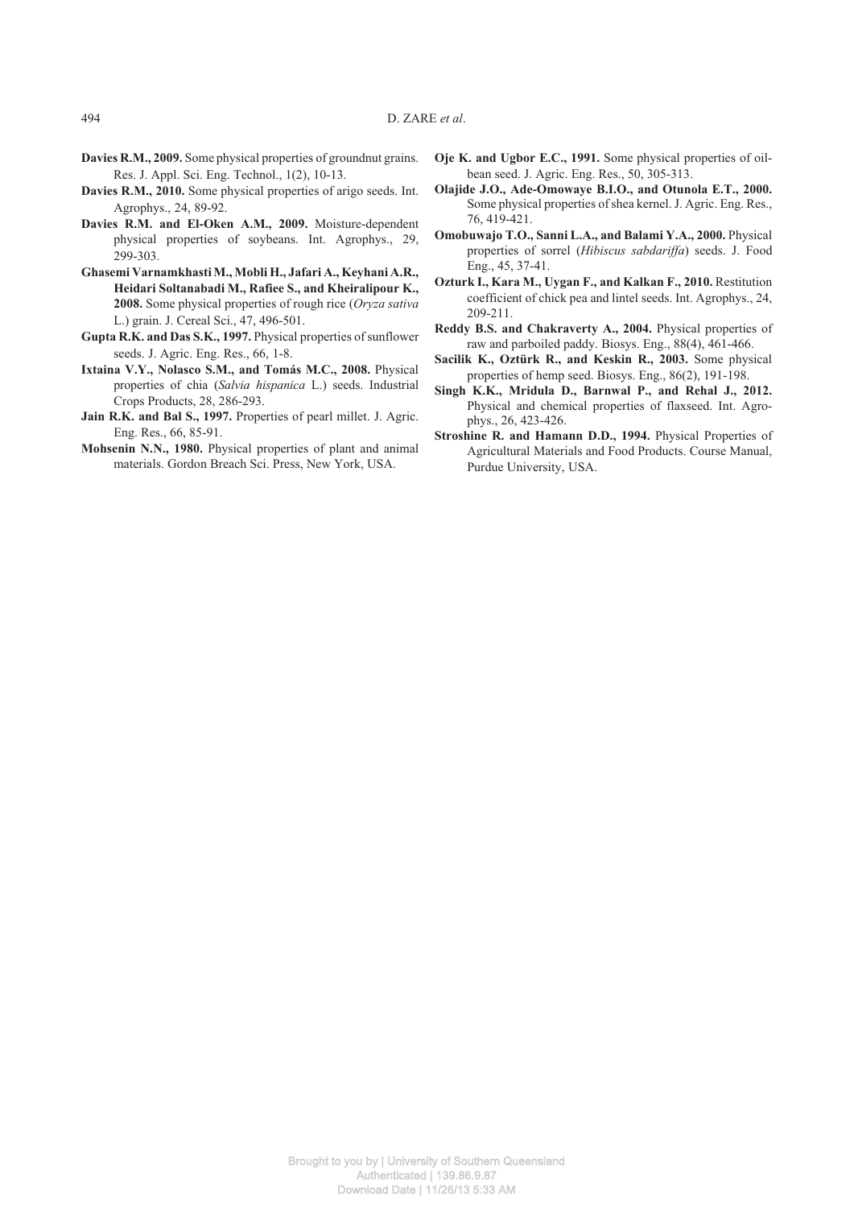**Davies R.M., 2009.** Some physical properties of groundnut grains. Res. J. Appl. Sci. Eng. Technol., 1(2), 10-13.

**Davies R.M., 2010.** Some physical properties of arigo seeds. Int. Agrophys., 24, 89-92.

**Davies R.M. and El-Oken A.M., 2009.** Moisture-dependent physical properties of soybeans. Int. Agrophys., 29, 299-303.

**Ghasemi Varnamkhasti M., Mobli H., Jafari A., Keyhani A.R., Heidari Soltanabadi M., Rafiee S., and Kheiralipour K., 2008.** Some physical properties of rough rice (*Oryza sativa* L.) grain. J. Cereal Sci., 47, 496-501.

**Gupta R.K. and Das S.K., 1997.** Physical properties of sunflower seeds. J. Agric. Eng. Res., 66, 1-8.

**Ixtaina V.Y., Nolasco S.M., and Tomás M.C., 2008.** Physical properties of chia (*Salvia hispanica* L.) seeds. Industrial Crops Products, 28, 286-293.

**Jain R.K. and Bal S., 1997.** Properties of pearl millet. J. Agric. Eng. Res., 66, 85-91.

**Mohsenin N.N., 1980.** Physical properties of plant and animal materials. Gordon Breach Sci. Press, New York, USA.

**Oje K. and Ugbor E.C., 1991.** Some physical properties of oil-bean seed. J. Agric. Eng. Res., 50, 305-313.

**Olajide J.O., Ade-Omowaye B.I.O., and Otunola E.T., 2000.** Some physical properties of shea kernel. J. Agric. Eng. Res., 76, 419-421.

**Omobuwajo T.O., Sanni L.A., and Balami Y.A., 2000.** Physical properties of sorrel (*Hibiscus sabdariffa*) seeds. J. Food Eng., 45, 37-41.

**Ozturk I., Kara M., Uygan F., and Kalkan F., 2010.** Restitution coefficient of chick pea and lintel seeds. Int. Agrophys., 24, 209-211.

**Reddy B.S. and Chakraverty A., 2004.** Physical properties of raw and parboiled paddy. Biosys. Eng., 88(4), 461-466.

**Sacilik K., Oztürk R., and Keskin R., 2003.** Some physical properties of hemp seed. Biosys. Eng., 86(2), 191-198.

**Singh K.K., Mridula D., Barnwal P., and Rehal J., 2012.** Physical and chemical properties of flaxseed. Int. Agrophys., 26, 423-426.

**Stroshine R. and Hamann D.D., 1994.** Physical Properties of Agricultural Materials and Food Products. Course Manual, Purdue University, USA.